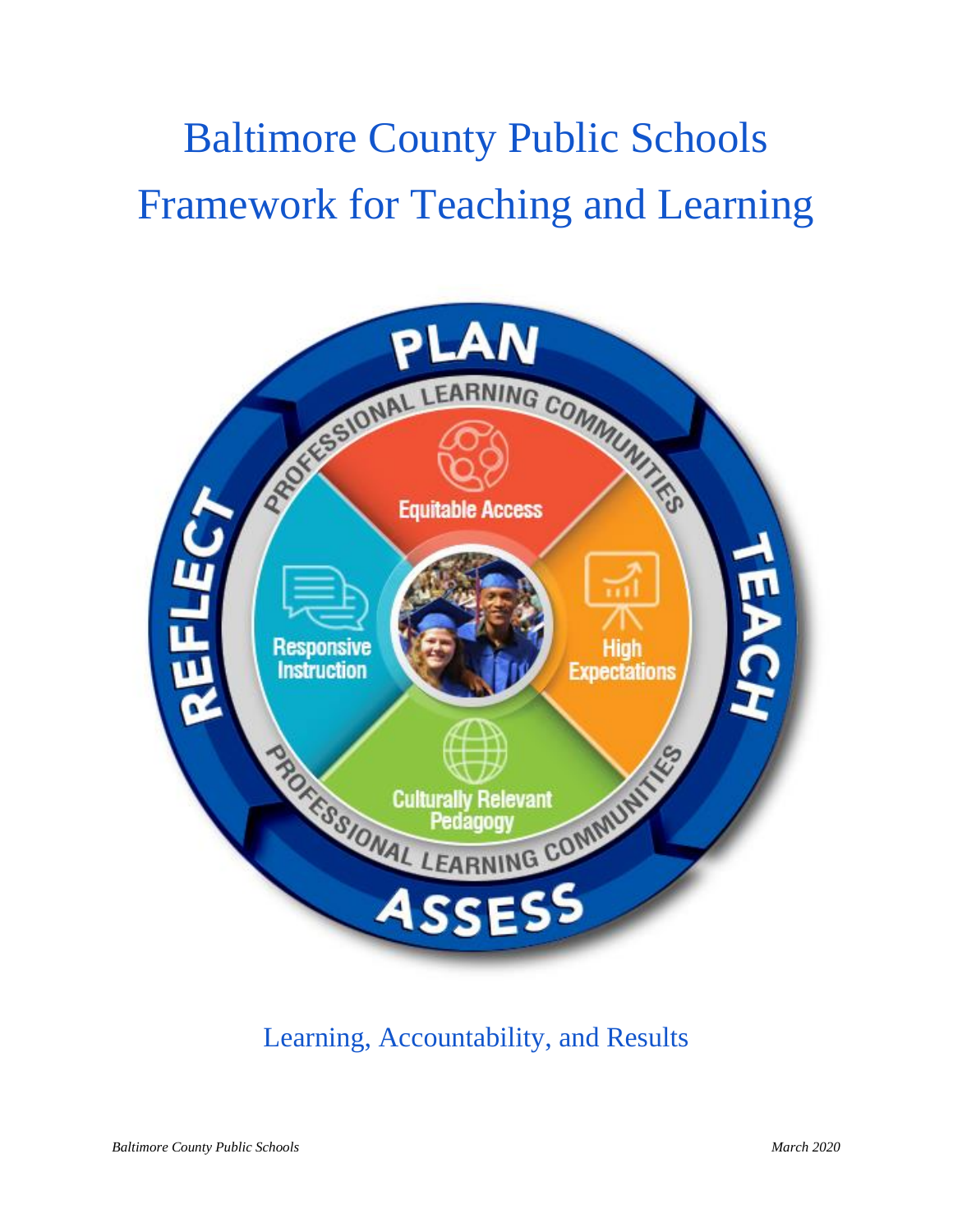# Baltimore County Public Schools
# Framework for Teaching and Learning

PLAN

PROFESSIONAL LEARNING COMMUNITIES

Equitable Access

TEACH

High Expectations

ASSESS

Culturally Relevant Pedagogy

PROFESSIONAL LEARNING COMMUNITIES

REFLECT

Responsive Instruction

Learning, Accountability, and Results

*Baltimore County Public Schools* *March 2020*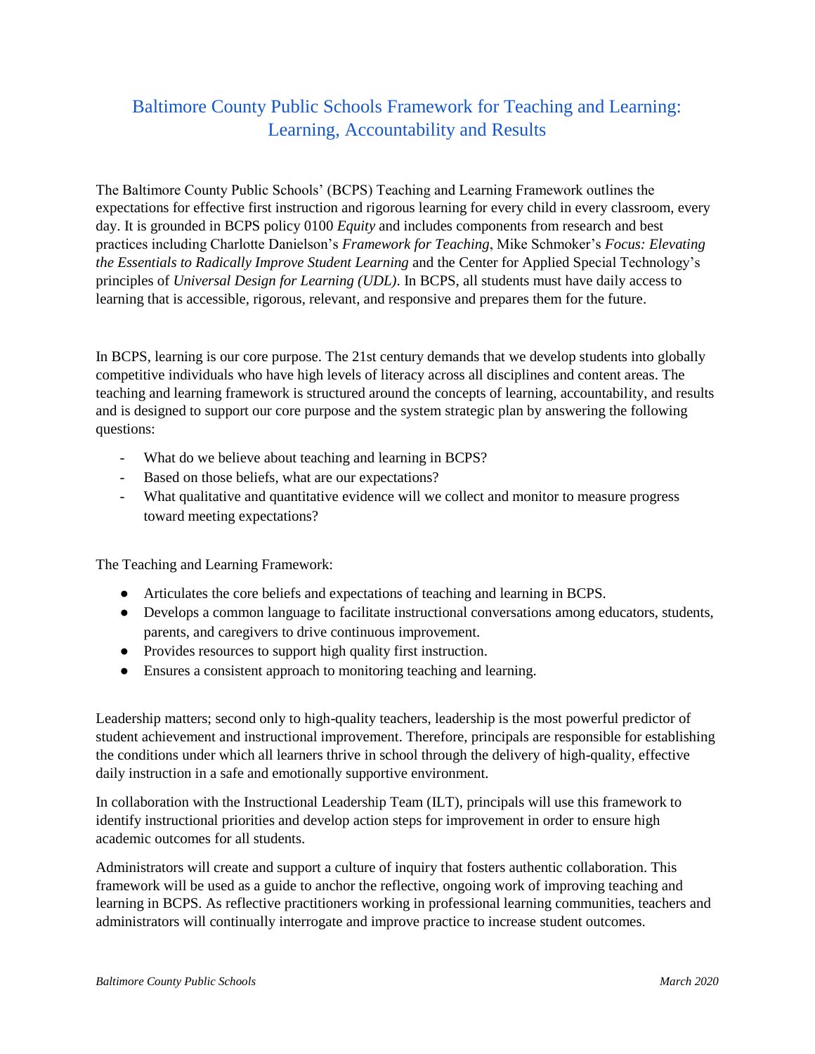# Baltimore County Public Schools Framework for Teaching and Learning: Learning, Accountability and Results

The Baltimore County Public Schools' (BCPS) Teaching and Learning Framework outlines the expectations for effective first instruction and rigorous learning for every child in every classroom, every day. It is grounded in BCPS policy 0100 *Equity* and includes components from research and best practices including Charlotte Danielson's *Framework for Teaching*, Mike Schmoker's *Focus: Elevating the Essentials to Radically Improve Student Learning* and the Center for Applied Special Technology's principles of *Universal Design for Learning (UDL)*. In BCPS, all students must have daily access to learning that is accessible, rigorous, relevant, and responsive and prepares them for the future.

In BCPS, learning is our core purpose. The 21st century demands that we develop students into globally competitive individuals who have high levels of literacy across all disciplines and content areas. The teaching and learning framework is structured around the concepts of learning, accountability, and results and is designed to support our core purpose and the system strategic plan by answering the following questions:

- What do we believe about teaching and learning in BCPS?
- Based on those beliefs, what are our expectations?
- What qualitative and quantitative evidence will we collect and monitor to measure progress toward meeting expectations?

The Teaching and Learning Framework:

- Articulates the core beliefs and expectations of teaching and learning in BCPS.
- Develops a common language to facilitate instructional conversations among educators, students, parents, and caregivers to drive continuous improvement.
- Provides resources to support high quality first instruction.
- Ensures a consistent approach to monitoring teaching and learning.

Leadership matters; second only to high-quality teachers, leadership is the most powerful predictor of student achievement and instructional improvement. Therefore, principals are responsible for establishing the conditions under which all learners thrive in school through the delivery of high-quality, effective daily instruction in a safe and emotionally supportive environment.

In collaboration with the Instructional Leadership Team (ILT), principals will use this framework to identify instructional priorities and develop action steps for improvement in order to ensure high academic outcomes for all students.

Administrators will create and support a culture of inquiry that fosters authentic collaboration. This framework will be used as a guide to anchor the reflective, ongoing work of improving teaching and learning in BCPS. As reflective practitioners working in professional learning communities, teachers and administrators will continually interrogate and improve practice to increase student outcomes.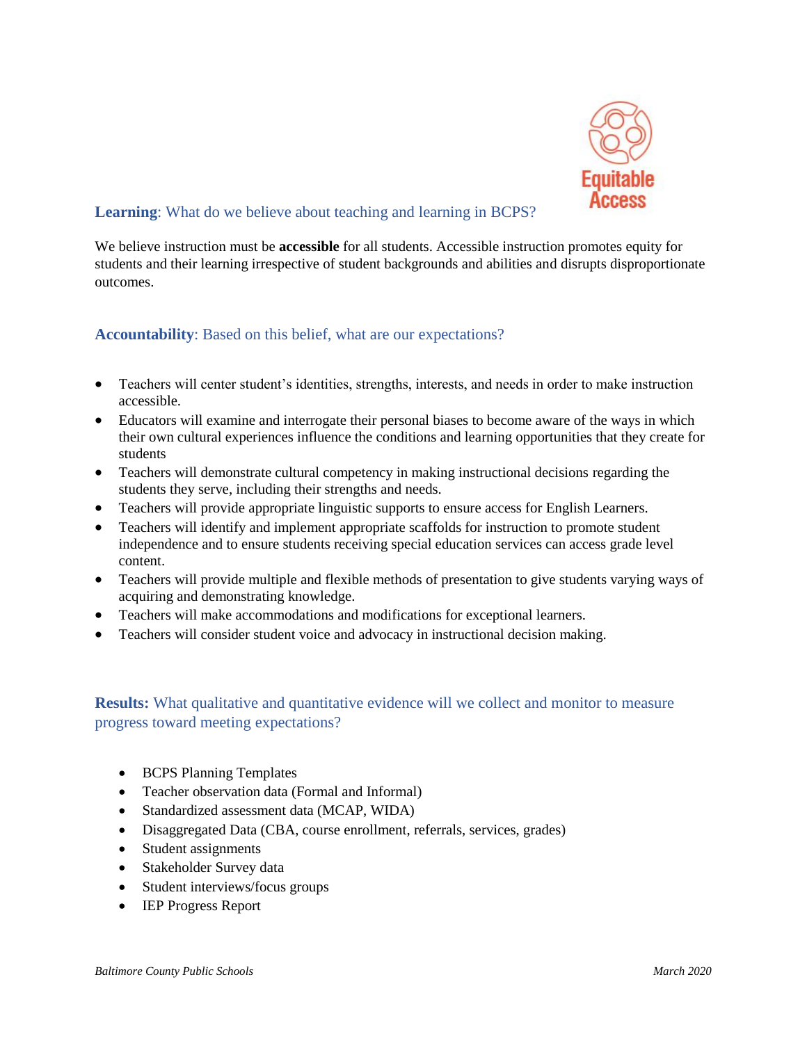Equitable Access

**Learning**: What do we believe about teaching and learning in BCPS?

We believe instruction must be **accessible** for all students. Accessible instruction promotes equity for students and their learning irrespective of student backgrounds and abilities and disrupts disproportionate outcomes.

**Accountability**: Based on this belief, what are our expectations?

- Teachers will center student's identities, strengths, interests, and needs in order to make instruction accessible.
- Educators will examine and interrogate their personal biases to become aware of the ways in which their own cultural experiences influence the conditions and learning opportunities that they create for students
- Teachers will demonstrate cultural competency in making instructional decisions regarding the students they serve, including their strengths and needs.
- Teachers will provide appropriate linguistic supports to ensure access for English Learners.
- Teachers will identify and implement appropriate scaffolds for instruction to promote student independence and to ensure students receiving special education services can access grade level content.
- Teachers will provide multiple and flexible methods of presentation to give students varying ways of acquiring and demonstrating knowledge.
- Teachers will make accommodations and modifications for exceptional learners.
- Teachers will consider student voice and advocacy in instructional decision making.

**Results:** What qualitative and quantitative evidence will we collect and monitor to measure progress toward meeting expectations?

- BCPS Planning Templates
- Teacher observation data (Formal and Informal)
- Standardized assessment data (MCAP, WIDA)
- Disaggregated Data (CBA, course enrollment, referrals, services, grades)
- Student assignments
- Stakeholder Survey data
- Student interviews/focus groups
- IEP Progress Report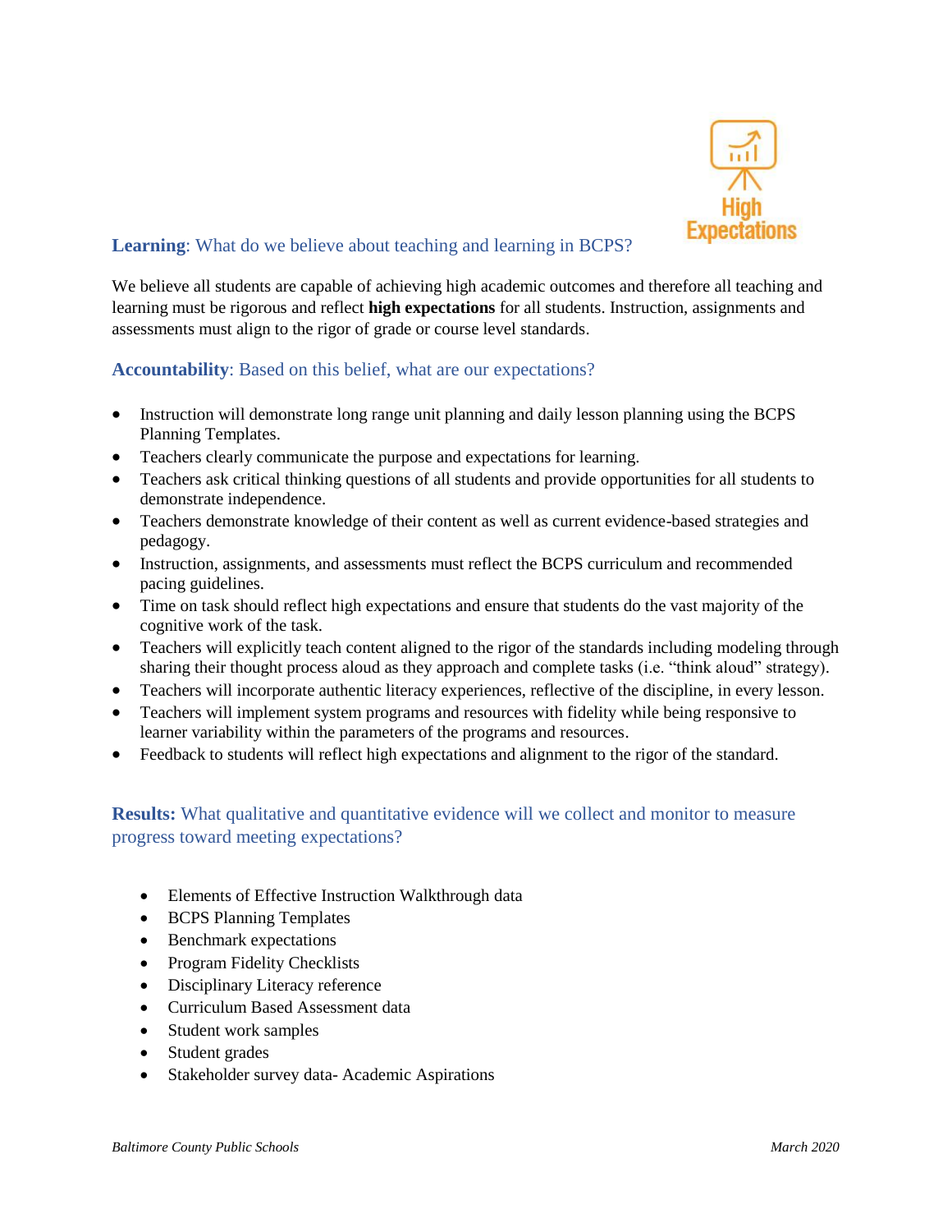High Expectations

**Learning**: What do we believe about teaching and learning in BCPS?

We believe all students are capable of achieving high academic outcomes and therefore all teaching and learning must be rigorous and reflect **high expectations** for all students. Instruction, assignments and assessments must align to the rigor of grade or course level standards.

**Accountability**: Based on this belief, what are our expectations?

- Instruction will demonstrate long range unit planning and daily lesson planning using the BCPS Planning Templates.
- Teachers clearly communicate the purpose and expectations for learning.
- Teachers ask critical thinking questions of all students and provide opportunities for all students to demonstrate independence.
- Teachers demonstrate knowledge of their content as well as current evidence-based strategies and pedagogy.
- Instruction, assignments, and assessments must reflect the BCPS curriculum and recommended pacing guidelines.
- Time on task should reflect high expectations and ensure that students do the vast majority of the cognitive work of the task.
- Teachers will explicitly teach content aligned to the rigor of the standards including modeling through sharing their thought process aloud as they approach and complete tasks (i.e. "think aloud" strategy).
- Teachers will incorporate authentic literacy experiences, reflective of the discipline, in every lesson.
- Teachers will implement system programs and resources with fidelity while being responsive to learner variability within the parameters of the programs and resources.
- Feedback to students will reflect high expectations and alignment to the rigor of the standard.

**Results:** What qualitative and quantitative evidence will we collect and monitor to measure progress toward meeting expectations?

- Elements of Effective Instruction Walkthrough data
- BCPS Planning Templates
- Benchmark expectations
- Program Fidelity Checklists
- Disciplinary Literacy reference
- Curriculum Based Assessment data
- Student work samples
- Student grades
- Stakeholder survey data- Academic Aspirations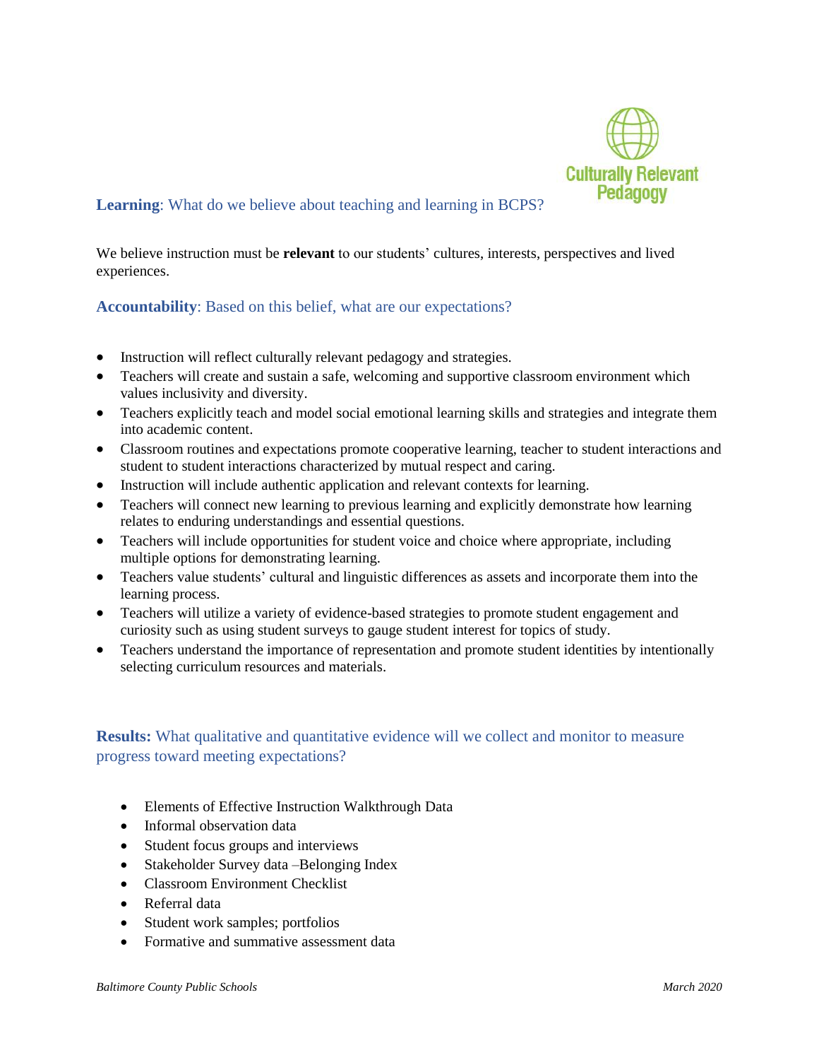Culturally Relevant Pedagogy

**Learning**: What do we believe about teaching and learning in BCPS?

We believe instruction must be **relevant** to our students' cultures, interests, perspectives and lived experiences.

**Accountability**: Based on this belief, what are our expectations?

- Instruction will reflect culturally relevant pedagogy and strategies.
- Teachers will create and sustain a safe, welcoming and supportive classroom environment which values inclusivity and diversity.
- Teachers explicitly teach and model social emotional learning skills and strategies and integrate them into academic content.
- Classroom routines and expectations promote cooperative learning, teacher to student interactions and student to student interactions characterized by mutual respect and caring.
- Instruction will include authentic application and relevant contexts for learning.
- Teachers will connect new learning to previous learning and explicitly demonstrate how learning relates to enduring understandings and essential questions.
- Teachers will include opportunities for student voice and choice where appropriate, including multiple options for demonstrating learning.
- Teachers value students' cultural and linguistic differences as assets and incorporate them into the learning process.
- Teachers will utilize a variety of evidence-based strategies to promote student engagement and curiosity such as using student surveys to gauge student interest for topics of study.
- Teachers understand the importance of representation and promote student identities by intentionally selecting curriculum resources and materials.

**Results:** What qualitative and quantitative evidence will we collect and monitor to measure progress toward meeting expectations?

- Elements of Effective Instruction Walkthrough Data
- Informal observation data
- Student focus groups and interviews
- Stakeholder Survey data –Belonging Index
- Classroom Environment Checklist
- Referral data
- Student work samples; portfolios
- Formative and summative assessment data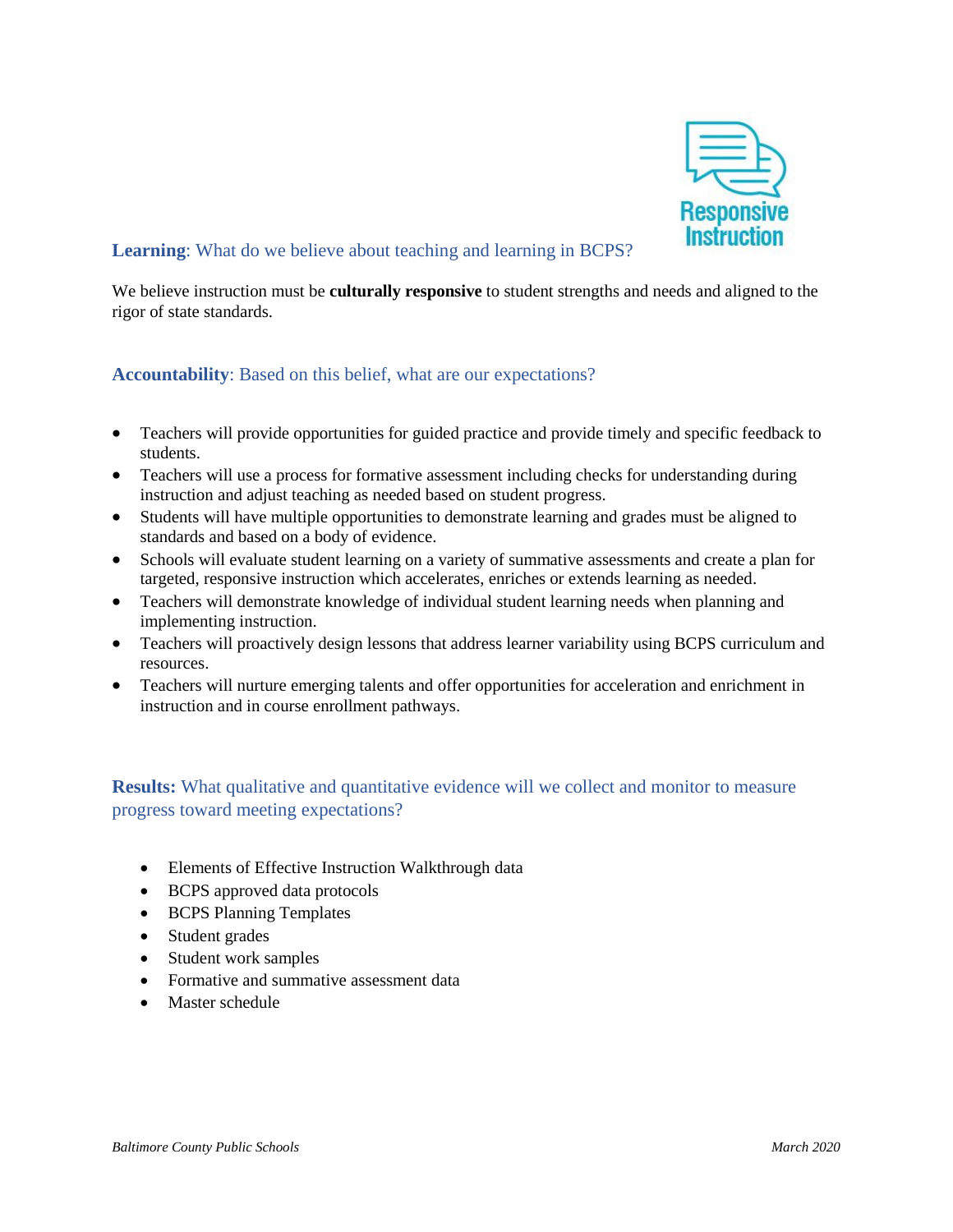Responsive Instruction

**Learning**: What do we believe about teaching and learning in BCPS?

We believe instruction must be **culturally responsive** to student strengths and needs and aligned to the rigor of state standards.

**Accountability**: Based on this belief, what are our expectations?

- Teachers will provide opportunities for guided practice and provide timely and specific feedback to students.
- Teachers will use a process for formative assessment including checks for understanding during instruction and adjust teaching as needed based on student progress.
- Students will have multiple opportunities to demonstrate learning and grades must be aligned to standards and based on a body of evidence.
- Schools will evaluate student learning on a variety of summative assessments and create a plan for targeted, responsive instruction which accelerates, enriches or extends learning as needed.
- Teachers will demonstrate knowledge of individual student learning needs when planning and implementing instruction.
- Teachers will proactively design lessons that address learner variability using BCPS curriculum and resources.
- Teachers will nurture emerging talents and offer opportunities for acceleration and enrichment in instruction and in course enrollment pathways.

**Results:** What qualitative and quantitative evidence will we collect and monitor to measure progress toward meeting expectations?

- Elements of Effective Instruction Walkthrough data
- BCPS approved data protocols
- BCPS Planning Templates
- Student grades
- Student work samples
- Formative and summative assessment data
- Master schedule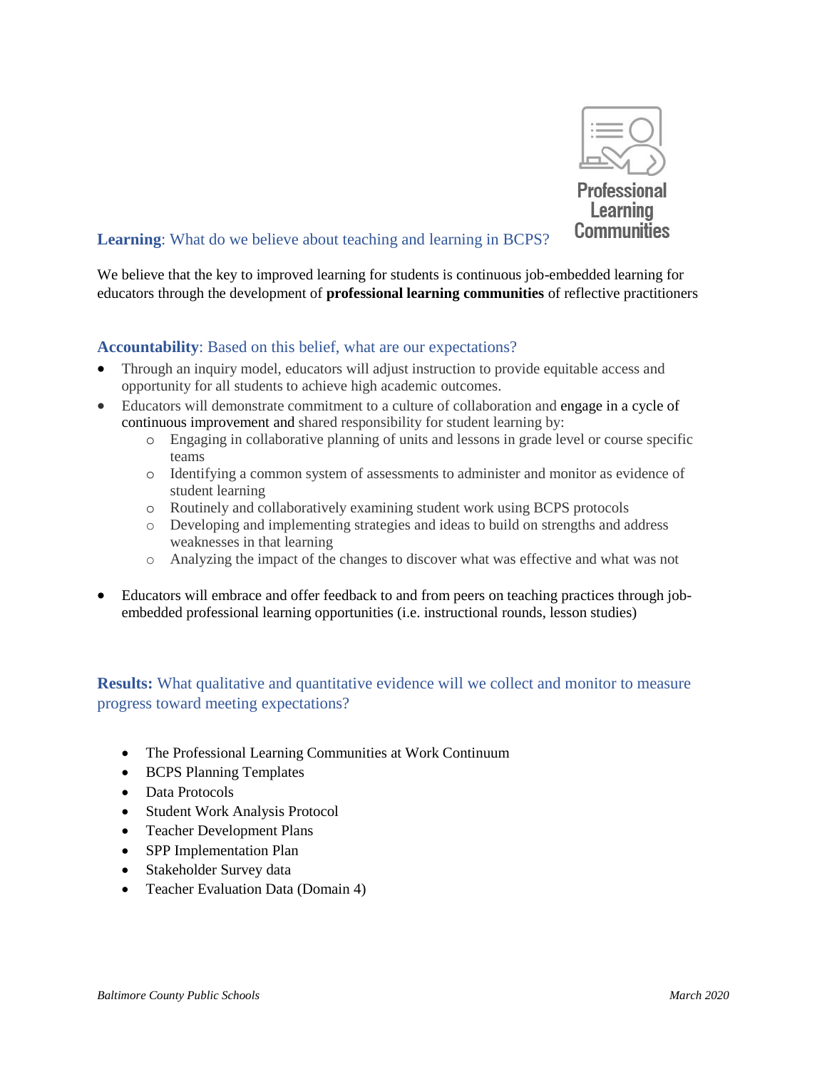Professional Learning Communities

**Learning**: What do we believe about teaching and learning in BCPS?

We believe that the key to improved learning for students is continuous job-embedded learning for educators through the development of **professional learning communities** of reflective practitioners

**Accountability**: Based on this belief, what are our expectations?

- Through an inquiry model, educators will adjust instruction to provide equitable access and opportunity for all students to achieve high academic outcomes.
- Educators will demonstrate commitment to a culture of collaboration and engage in a cycle of continuous improvement and shared responsibility for student learning by:
    - Engaging in collaborative planning of units and lessons in grade level or course specific teams
    - Identifying a common system of assessments to administer and monitor as evidence of student learning
    - Routinely and collaboratively examining student work using BCPS protocols
    - Developing and implementing strategies and ideas to build on strengths and address weaknesses in that learning
    - Analyzing the impact of the changes to discover what was effective and what was not
- Educators will embrace and offer feedback to and from peers on teaching practices through job-embedded professional learning opportunities (i.e. instructional rounds, lesson studies)

**Results:** What qualitative and quantitative evidence will we collect and monitor to measure progress toward meeting expectations?

- The Professional Learning Communities at Work Continuum
- BCPS Planning Templates
- Data Protocols
- Student Work Analysis Protocol
- Teacher Development Plans
- SPP Implementation Plan
- Stakeholder Survey data
- Teacher Evaluation Data (Domain 4)